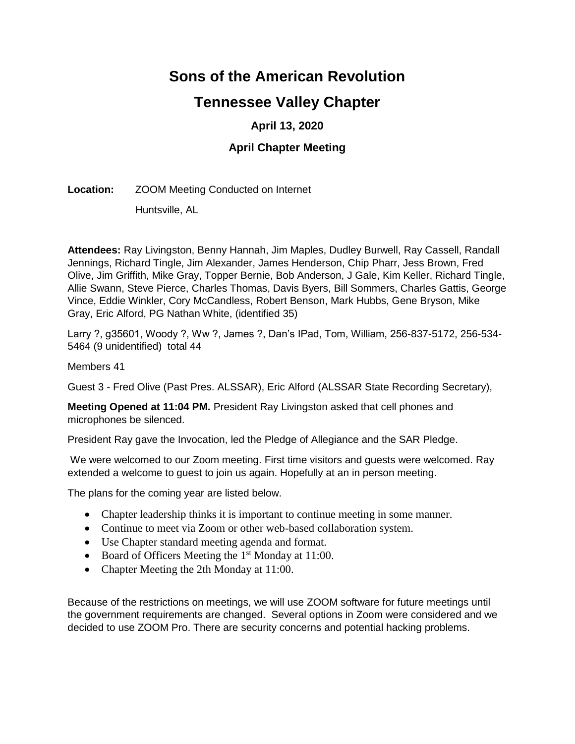# Sons of the American Revolution

## Tennessee Valley Chapter

### April 13, 2020

### April Chapter Meeting

**Location:** ZOOM Meeting Conducted on Internet

Huntsville, AL

**Attendees:** Ray Livingston, Benny Hannah, Jim Maples, Dudley Burwell, Ray Cassell, Randall Jennings, Richard Tingle, Jim Alexander, James Henderson, Chip Pharr, Jess Brown, Fred Olive, Jim Griffith, Mike Gray, Topper Bernie, Bob Anderson, J Gale, Kim Keller, Richard Tingle, Allie Swann, Steve Pierce, Charles Thomas, Davis Byers, Bill Sommers, Charles Gattis, George Vince, Eddie Winkler, Cory McCandless, Robert Benson, Mark Hubbs, Gene Bryson, Mike Gray, Eric Alford, PG Nathan White, (identified 35)

Larry ?, g35601, Woody ?, Ww ?, James ?, Dan's IPad, Tom, William, 256-837-5172, 256-534-5464 (9 unidentified) total 44

Members 41

Guest 3 - Fred Olive (Past Pres. ALSSAR), Eric Alford (ALSSAR State Recording Secretary),

**Meeting Opened at 11:04 PM.** President Ray Livingston asked that cell phones and microphones be silenced.

President Ray gave the Invocation, led the Pledge of Allegiance and the SAR Pledge.

We were welcomed to our Zoom meeting. First time visitors and guests were welcomed. Ray extended a welcome to guest to join us again. Hopefully at an in person meeting.

The plans for the coming year are listed below.

- Chapter leadership thinks it is important to continue meeting in some manner.
- Continue to meet via Zoom or other web-based collaboration system.
- Use Chapter standard meeting agenda and format.
- Board of Officers Meeting the 1st Monday at 11:00.
- Chapter Meeting the 2th Monday at 11:00.

Because of the restrictions on meetings, we will use ZOOM software for future meetings until the government requirements are changed. Several options in Zoom were considered and we decided to use ZOOM Pro. There are security concerns and potential hacking problems.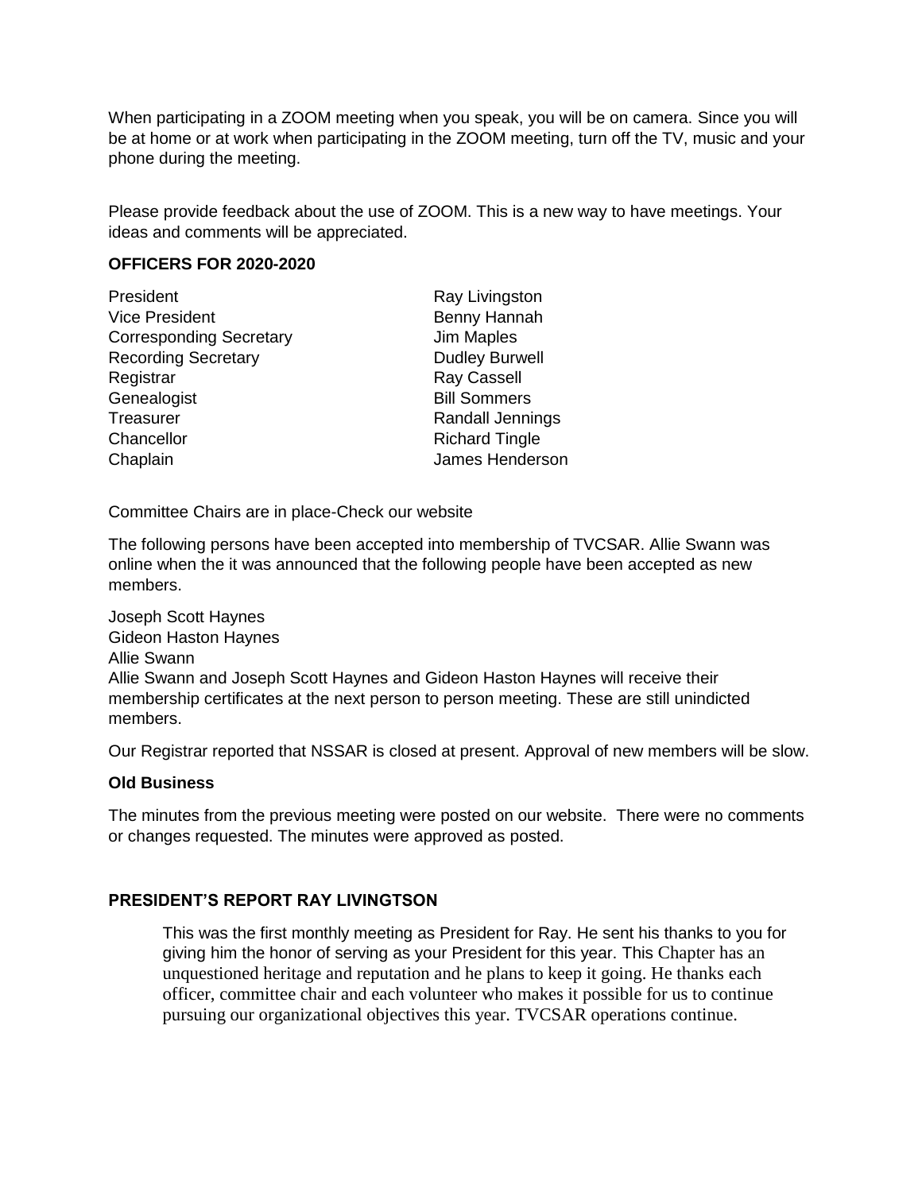When participating in a ZOOM meeting when you speak, you will be on camera. Since you will be at home or at work when participating in the ZOOM meeting, turn off the TV, music and your phone during the meeting.

Please provide feedback about the use of ZOOM. This is a new way to have meetings. Your ideas and comments will be appreciated.

**OFFICERS FOR 2020-2020**

| | |
|---|---|
| President | Ray Livingston |
| Vice President | Benny Hannah |
| Corresponding Secretary | Jim Maples |
| Recording Secretary | Dudley Burwell |
| Registrar | Ray Cassell |
| Genealogist | Bill Sommers |
| Treasurer | Randall Jennings |
| Chancellor | Richard Tingle |
| Chaplain | James Henderson |

Committee Chairs are in place-Check our website

The following persons have been accepted into membership of TVCSAR. Allie Swann was online when the it was announced that the following people have been accepted as new members.

Joseph Scott Haynes
Gideon Haston Haynes
Allie Swann
Allie Swann and Joseph Scott Haynes and Gideon Haston Haynes will receive their membership certificates at the next person to person meeting. These are still unindicted members.

Our Registrar reported that NSSAR is closed at present. Approval of new members will be slow.

**Old Business**

The minutes from the previous meeting were posted on our website. There were no comments or changes requested. The minutes were approved as posted.

**PRESIDENT'S REPORT RAY LIVINGTSON**

This was the first monthly meeting as President for Ray. He sent his thanks to you for giving him the honor of serving as your President for this year. This Chapter has an unquestioned heritage and reputation and he plans to keep it going. He thanks each officer, committee chair and each volunteer who makes it possible for us to continue pursuing our organizational objectives this year. TVCSAR operations continue.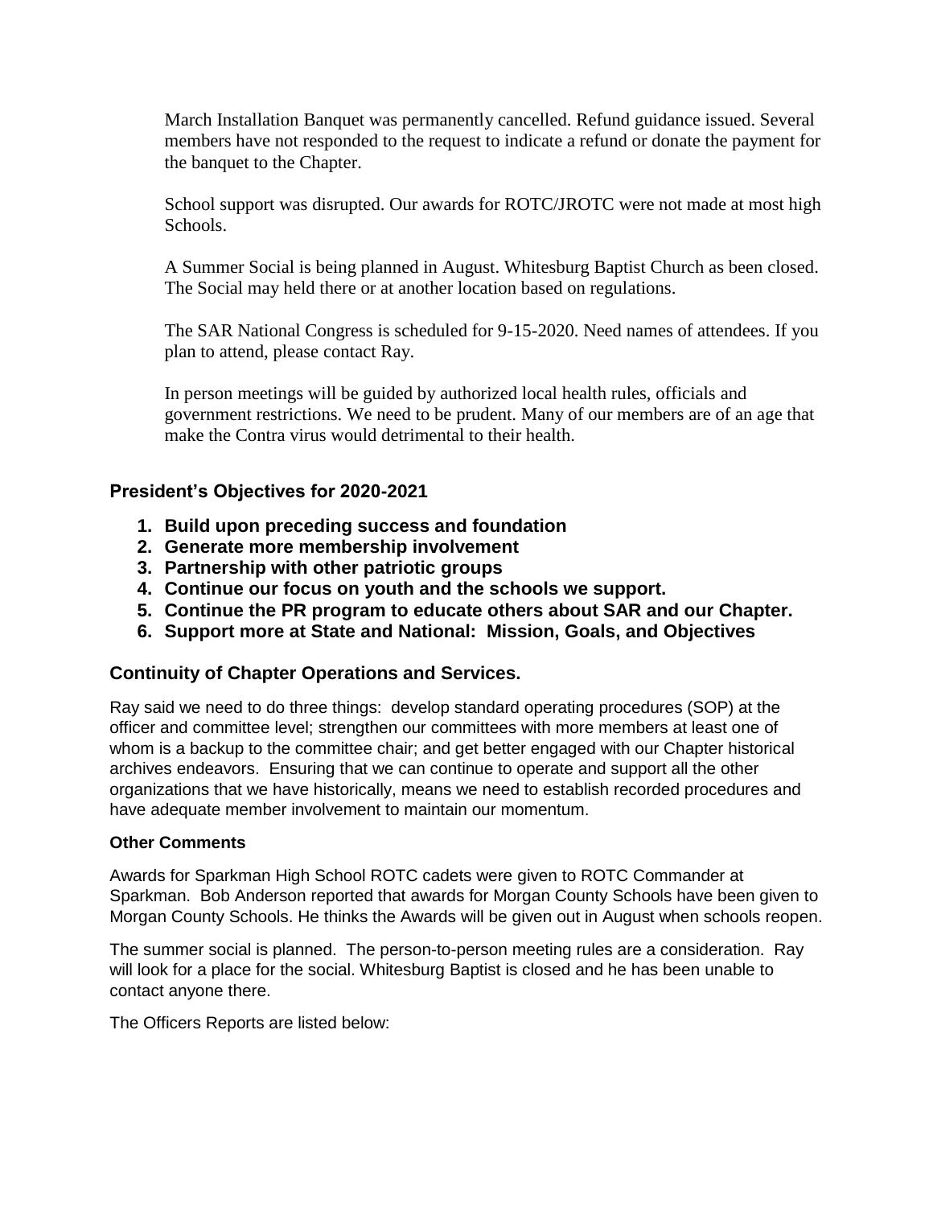March Installation Banquet was permanently cancelled. Refund guidance issued. Several members have not responded to the request to indicate a refund or donate the payment for the banquet to the Chapter.

School support was disrupted. Our awards for ROTC/JROTC were not made at most high Schools.

A Summer Social is being planned in August. Whitesburg Baptist Church as been closed. The Social may held there or at another location based on regulations.

The SAR National Congress is scheduled for 9-15-2020. Need names of attendees. If you plan to attend, please contact Ray.

In person meetings will be guided by authorized local health rules, officials and government restrictions. We need to be prudent. Many of our members are of an age that make the Contra virus would detrimental to their health.

### President's Objectives for 2020-2021

1. **Build upon preceding success and foundation**
2. **Generate more membership involvement**
3. **Partnership with other patriotic groups**
4. **Continue our focus on youth and the schools we support.**
5. **Continue the PR program to educate others about SAR and our Chapter.**
6. **Support more at State and National: Mission, Goals, and Objectives**

### Continuity of Chapter Operations and Services.

Ray said we need to do three things: develop standard operating procedures (SOP) at the officer and committee level; strengthen our committees with more members at least one of whom is a backup to the committee chair; and get better engaged with our Chapter historical archives endeavors. Ensuring that we can continue to operate and support all the other organizations that we have historically, means we need to establish recorded procedures and have adequate member involvement to maintain our momentum.

#### Other Comments

Awards for Sparkman High School ROTC cadets were given to ROTC Commander at Sparkman. Bob Anderson reported that awards for Morgan County Schools have been given to Morgan County Schools. He thinks the Awards will be given out in August when schools reopen.

The summer social is planned. The person-to-person meeting rules are a consideration. Ray will look for a place for the social. Whitesburg Baptist is closed and he has been unable to contact anyone there.

The Officers Reports are listed below: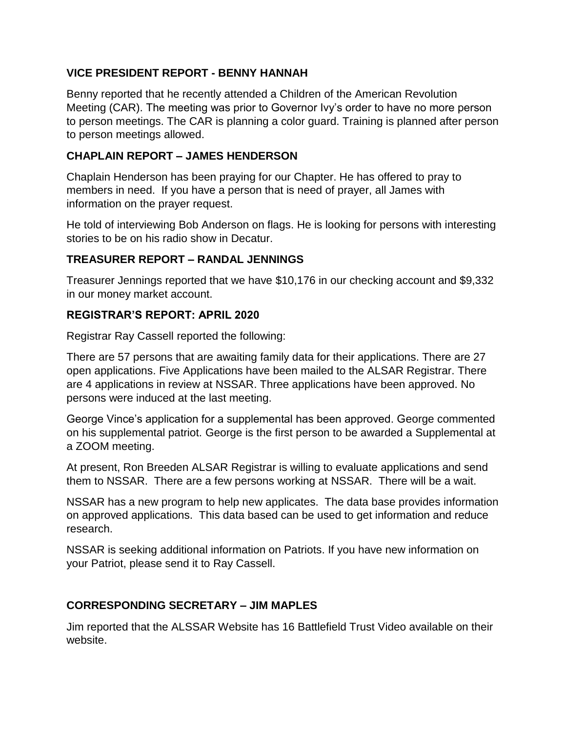**VICE PRESIDENT REPORT - BENNY HANNAH**

Benny reported that he recently attended a Children of the American Revolution Meeting (CAR). The meeting was prior to Governor Ivy's order to have no more person to person meetings. The CAR is planning a color guard. Training is planned after person to person meetings allowed.

**CHAPLAIN REPORT – JAMES HENDERSON**

Chaplain Henderson has been praying for our Chapter. He has offered to pray to members in need. If you have a person that is need of prayer, all James with information on the prayer request.

He told of interviewing Bob Anderson on flags. He is looking for persons with interesting stories to be on his radio show in Decatur.

**TREASURER REPORT – RANDAL JENNINGS**

Treasurer Jennings reported that we have $10,176 in our checking account and $9,332 in our money market account.

**REGISTRAR'S REPORT: APRIL 2020**

Registrar Ray Cassell reported the following:

There are 57 persons that are awaiting family data for their applications. There are 27 open applications. Five Applications have been mailed to the ALSAR Registrar. There are 4 applications in review at NSSAR. Three applications have been approved. No persons were induced at the last meeting.

George Vince's application for a supplemental has been approved. George commented on his supplemental patriot. George is the first person to be awarded a Supplemental at a ZOOM meeting.

At present, Ron Breeden ALSAR Registrar is willing to evaluate applications and send them to NSSAR. There are a few persons working at NSSAR. There will be a wait.

NSSAR has a new program to help new applicates. The data base provides information on approved applications. This data based can be used to get information and reduce research.

NSSAR is seeking additional information on Patriots. If you have new information on your Patriot, please send it to Ray Cassell.

**CORRESPONDING SECRETARY – JIM MAPLES**

Jim reported that the ALSSAR Website has 16 Battlefield Trust Video available on their website.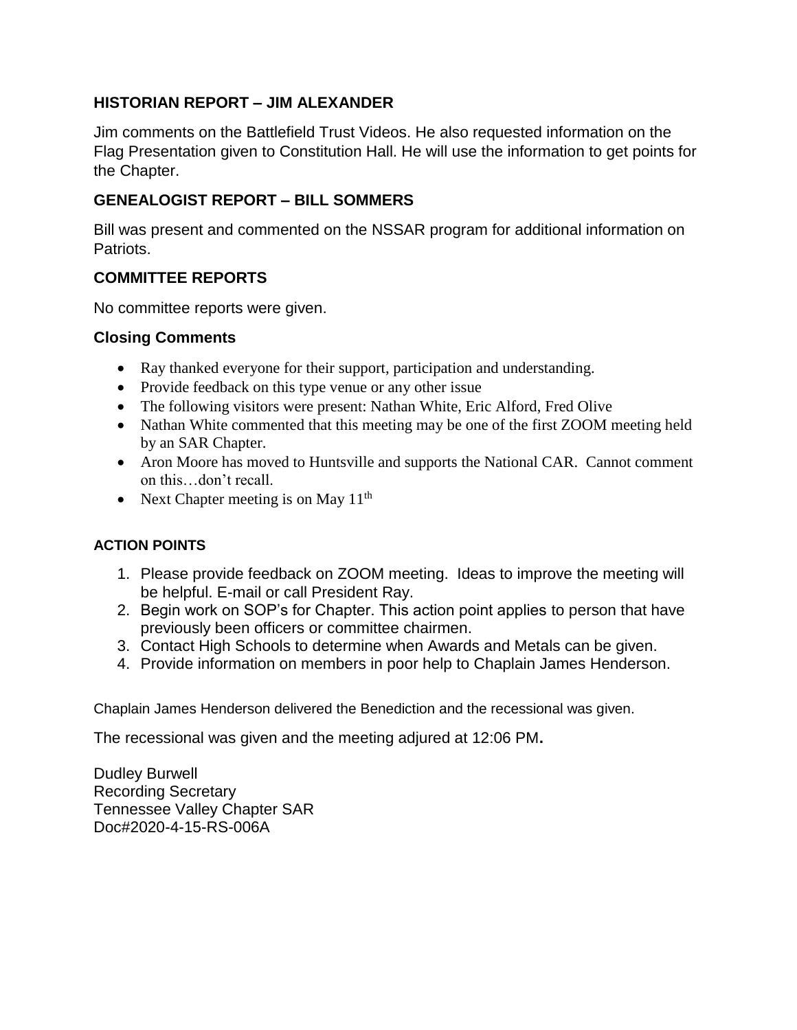### HISTORIAN REPORT – JIM ALEXANDER

Jim comments on the Battlefield Trust Videos. He also requested information on the Flag Presentation given to Constitution Hall. He will use the information to get points for the Chapter.

### GENEALOGIST REPORT – BILL SOMMERS

Bill was present and commented on the NSSAR program for additional information on Patriots.

### COMMITTEE REPORTS

No committee reports were given.

### Closing Comments

- Ray thanked everyone for their support, participation and understanding.
- Provide feedback on this type venue or any other issue
- The following visitors were present: Nathan White, Eric Alford, Fred Olive
- Nathan White commented that this meeting may be one of the first ZOOM meeting held by an SAR Chapter.
- Aron Moore has moved to Huntsville and supports the National CAR. Cannot comment on this…don't recall.
- Next Chapter meeting is on May 11th

#### ACTION POINTS

1. Please provide feedback on ZOOM meeting. Ideas to improve the meeting will be helpful. E-mail or call President Ray.
2. Begin work on SOP's for Chapter. This action point applies to person that have previously been officers or committee chairmen.
3. Contact High Schools to determine when Awards and Metals can be given.
4. Provide information on members in poor help to Chaplain James Henderson.

Chaplain James Henderson delivered the Benediction and the recessional was given.

The recessional was given and the meeting adjured at 12:06 PM**.**

Dudley Burwell
Recording Secretary
Tennessee Valley Chapter SAR
Doc#2020-4-15-RS-006A